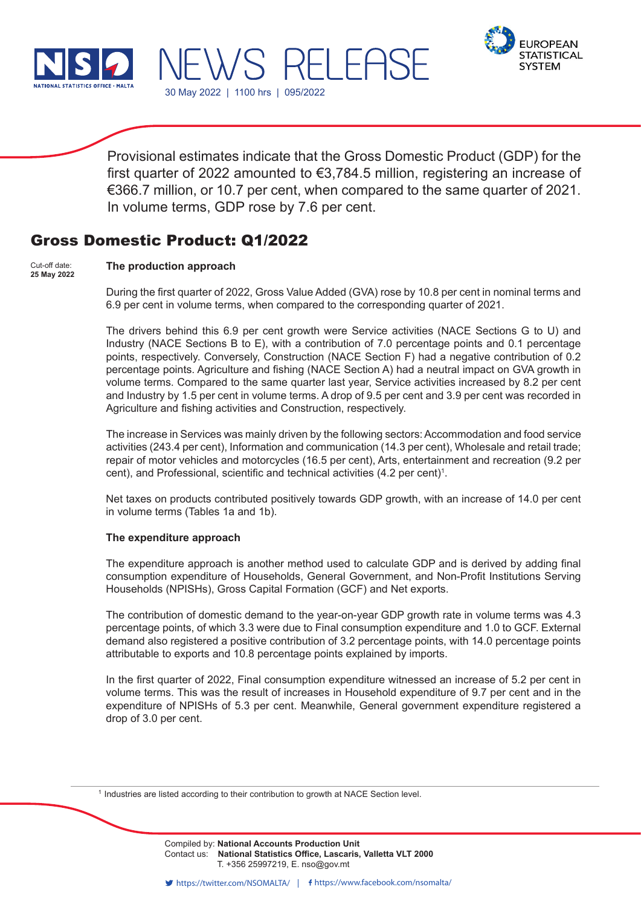# NEWS RELEASE

30 May 2022 | 1100 hrs | 095/2022

Provisional estimates indicate that the Gross Domestic Product (GDP) for the first quarter of 2022 amounted to €3,784.5 million, registering an increase of €366.7 million, or 10.7 per cent, when compared to the same quarter of 2021. In volume terms, GDP rose by 7.6 per cent.

## Gross Domestic Product: Q1/2022

Cut-off date:
**25 May 2022**

**The production approach**

During the first quarter of 2022, Gross Value Added (GVA) rose by 10.8 per cent in nominal terms and 6.9 per cent in volume terms, when compared to the corresponding quarter of 2021.

The drivers behind this 6.9 per cent growth were Service activities (NACE Sections G to U) and Industry (NACE Sections B to E), with a contribution of 7.0 percentage points and 0.1 percentage points, respectively. Conversely, Construction (NACE Section F) had a negative contribution of 0.2 percentage points. Agriculture and fishing (NACE Section A) had a neutral impact on GVA growth in volume terms. Compared to the same quarter last year, Service activities increased by 8.2 per cent and Industry by 1.5 per cent in volume terms. A drop of 9.5 per cent and 3.9 per cent was recorded in Agriculture and fishing activities and Construction, respectively.

The increase in Services was mainly driven by the following sectors: Accommodation and food service activities (243.4 per cent), Information and communication (14.3 per cent), Wholesale and retail trade; repair of motor vehicles and motorcycles (16.5 per cent), Arts, entertainment and recreation (9.2 per cent), and Professional, scientific and technical activities (4.2 per cent)[1].

Net taxes on products contributed positively towards GDP growth, with an increase of 14.0 per cent in volume terms (Tables 1a and 1b).

**The expenditure approach**

The expenditure approach is another method used to calculate GDP and is derived by adding final consumption expenditure of Households, General Government, and Non-Profit Institutions Serving Households (NPISHs), Gross Capital Formation (GCF) and Net exports.

The contribution of domestic demand to the year-on-year GDP growth rate in volume terms was 4.3 percentage points, of which 3.3 were due to Final consumption expenditure and 1.0 to GCF. External demand also registered a positive contribution of 3.2 percentage points, with 14.0 percentage points attributable to exports and 10.8 percentage points explained by imports.

In the first quarter of 2022, Final consumption expenditure witnessed an increase of 5.2 per cent in volume terms. This was the result of increases in Household expenditure of 9.7 per cent and in the expenditure of NPISHs of 5.3 per cent. Meanwhile, General government expenditure registered a drop of 3.0 per cent.

[1] Industries are listed according to their contribution to growth at NACE Section level.

Compiled by: **National Accounts Production Unit**
Contact us: **National Statistics Office, Lascaris, Valletta VLT 2000**
T. +356 25997219, E. nso@gov.mt

https://twitter.com/NSOMALTA/ | https://www.facebook.com/nsomalta/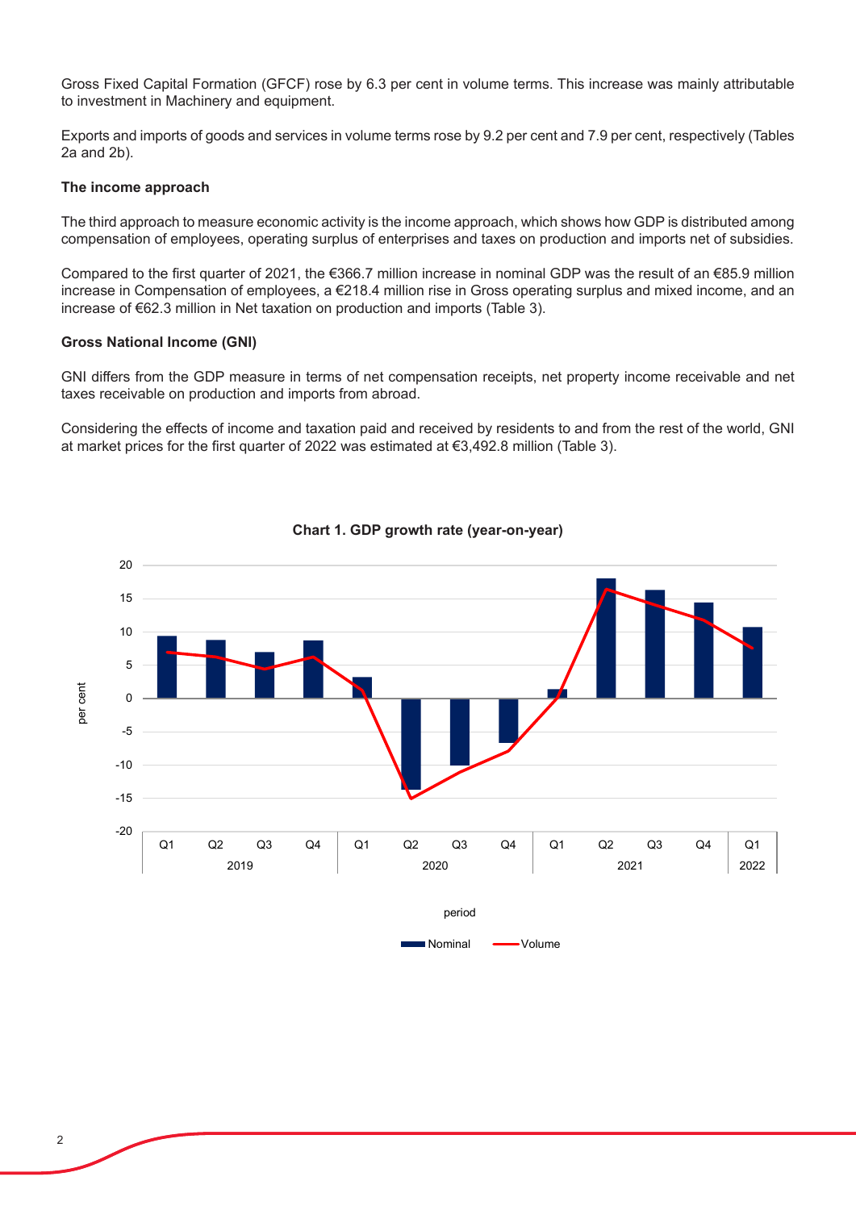Gross Fixed Capital Formation (GFCF) rose by 6.3 per cent in volume terms. This increase was mainly attributable to investment in Machinery and equipment.

Exports and imports of goods and services in volume terms rose by 9.2 per cent and 7.9 per cent, respectively (Tables 2a and 2b).

**The income approach**

The third approach to measure economic activity is the income approach, which shows how GDP is distributed among compensation of employees, operating surplus of enterprises and taxes on production and imports net of subsidies.

Compared to the first quarter of 2021, the €366.7 million increase in nominal GDP was the result of an €85.9 million increase in Compensation of employees, a €218.4 million rise in Gross operating surplus and mixed income, and an increase of €62.3 million in Net taxation on production and imports (Table 3).

**Gross National Income (GNI)**

GNI differs from the GDP measure in terms of net compensation receipts, net property income receivable and net taxes receivable on production and imports from abroad.

Considering the effects of income and taxation paid and received by residents to and from the rest of the world, GNI at market prices for the first quarter of 2022 was estimated at €3,492.8 million (Table 3).

**Chart 1. GDP growth rate (year-on-year)**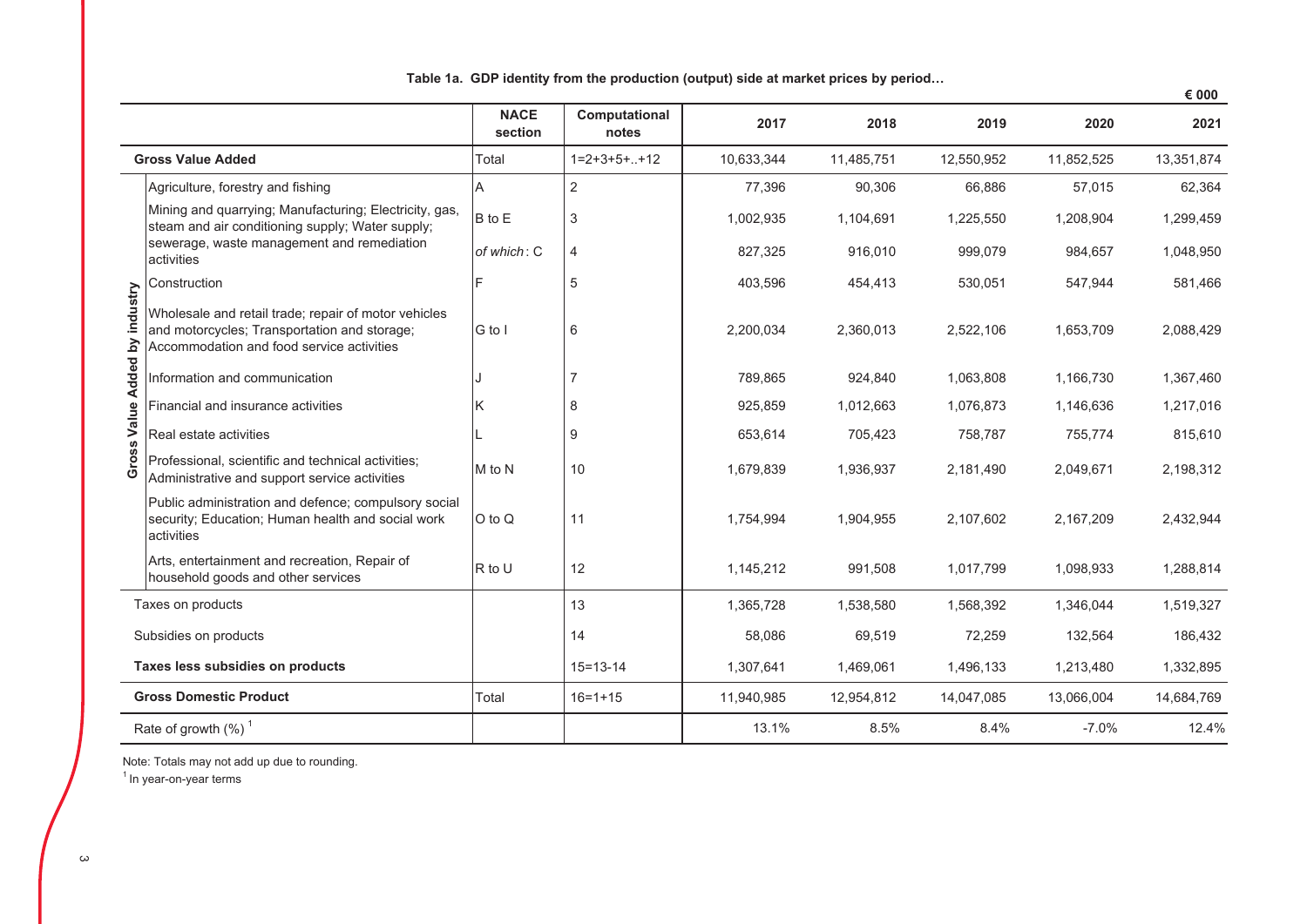**Table 1a. GDP identity from the production (output) side at market prices by period…**

€ 000

| | | NACE section | Computational notes | 2017 | 2018 | 2019 | 2020 | 2021 |
|---|---|---|---|---|---|---|---|---|
| **Gross Value Added** | | Total | 1=2+3+5+..+12 | 10,633,344 | 11,485,751 | 12,550,952 | 11,852,525 | 13,351,874 |
| Gross Value Added by industry | Agriculture, forestry and fishing | A | 2 | 77,396 | 90,306 | 66,886 | 57,015 | 62,364 |
| | Mining and quarrying; Manufacturing; Electricity, gas, steam and air conditioning supply; Water supply; sewerage, waste management and remediation activities | B to E | 3 | 1,002,935 | 1,104,691 | 1,225,550 | 1,208,904 | 1,299,459 |
| | | *of which*: C | 4 | 827,325 | 916,010 | 999,079 | 984,657 | 1,048,950 |
| | Construction | F | 5 | 403,596 | 454,413 | 530,051 | 547,944 | 581,466 |
| | Wholesale and retail trade; repair of motor vehicles and motorcycles; Transportation and storage; Accommodation and food service activities | G to I | 6 | 2,200,034 | 2,360,013 | 2,522,106 | 1,653,709 | 2,088,429 |
| | Information and communication | J | 7 | 789,865 | 924,840 | 1,063,808 | 1,166,730 | 1,367,460 |
| | Financial and insurance activities | K | 8 | 925,859 | 1,012,663 | 1,076,873 | 1,146,636 | 1,217,016 |
| | Real estate activities | L | 9 | 653,614 | 705,423 | 758,787 | 755,774 | 815,610 |
| | Professional, scientific and technical activities; Administrative and support service activities | M to N | 10 | 1,679,839 | 1,936,937 | 2,181,490 | 2,049,671 | 2,198,312 |
| | Public administration and defence; compulsory social security; Education; Human health and social work activities | O to Q | 11 | 1,754,994 | 1,904,955 | 2,107,602 | 2,167,209 | 2,432,944 |
| | Arts, entertainment and recreation, Repair of household goods and other services | R to U | 12 | 1,145,212 | 991,508 | 1,017,799 | 1,098,933 | 1,288,814 |
| Taxes on products | | | 13 | 1,365,728 | 1,538,580 | 1,568,392 | 1,346,044 | 1,519,327 |
| Subsidies on products | | | 14 | 58,086 | 69,519 | 72,259 | 132,564 | 186,432 |
| **Taxes less subsidies on products** | | | 15=13-14 | 1,307,641 | 1,469,061 | 1,496,133 | 1,213,480 | 1,332,895 |
| **Gross Domestic Product** | | Total | 16=1+15 | 11,940,985 | 12,954,812 | 14,047,085 | 13,066,004 | 14,684,769 |
| Rate of growth (%) [1] | | | | 13.1% | 8.5% | 8.4% | -7.0% | 12.4% |

Note: Totals may not add up due to rounding.

[1] In year-on-year terms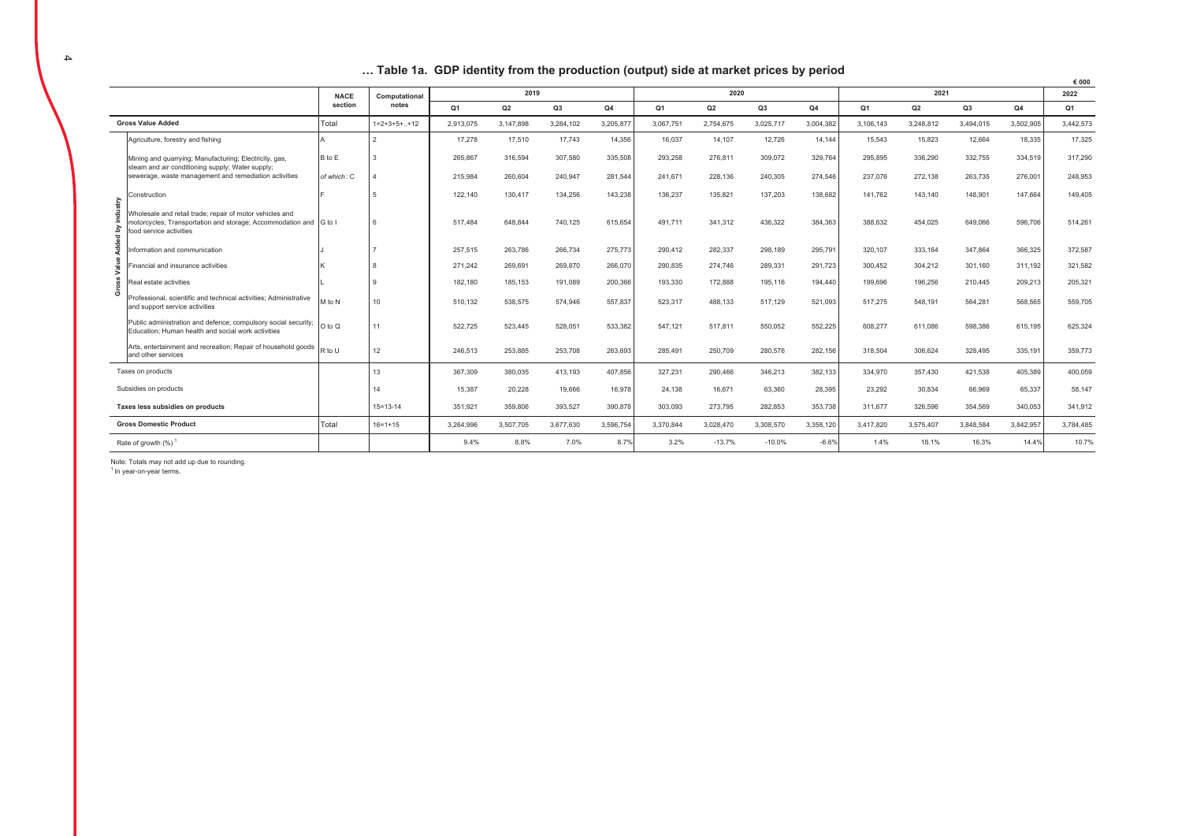## … Table 1a. GDP identity from the production (output) side at market prices by period

€ 000

| | | NACE section | Computational notes | 2019 | | | | 2020 | | | | 2021 | | | | 2022 |
|---|---|---|---|---|---|---|---|---|---|---|---|---|---|---|---|---|
| | | | | Q1 | Q2 | Q3 | Q4 | Q1 | Q2 | Q3 | Q4 | Q1 | Q2 | Q3 | Q4 | Q1 |
| **Gross Value Added** | | Total | 1=2+3+5+..+12 | 2,913,075 | 3,147,898 | 3,284,102 | 3,205,877 | 3,067,751 | 2,754,675 | 3,025,717 | 3,004,382 | 3,106,143 | 3,248,812 | 3,494,015 | 3,502,905 | 3,442,573 |
| Gross Value Added by industry | Agriculture, forestry and fishing | A | 2 | 17,278 | 17,510 | 17,743 | 14,356 | 16,037 | 14,107 | 12,726 | 14,144 | 15,543 | 15,823 | 12,664 | 18,335 | 17,325 |
| | Mining and quarrying; Manufacturing; Electricity, gas, steam and air conditioning supply; Water supply; | B to E | 3 | 265,867 | 316,594 | 307,580 | 335,508 | 293,258 | 276,811 | 309,072 | 329,764 | 295,895 | 336,290 | 332,755 | 334,519 | 317,290 |
| | sewerage, waste management and remediation activities | *of which* : C | 4 | 215,984 | 260,604 | 240,947 | 281,544 | 241,671 | 228,136 | 240,305 | 274,546 | 237,076 | 272,138 | 263,735 | 276,001 | 248,953 |
| | Construction | F | 5 | 122,140 | 130,417 | 134,256 | 143,238 | 136,237 | 135,821 | 137,203 | 138,682 | 141,762 | 143,140 | 148,901 | 147,664 | 149,405 |
| | Wholesale and retail trade; repair of motor vehicles and motorcycles; Transportation and storage; Accommodation and food service activities | G to I | 6 | 517,484 | 648,844 | 740,125 | 615,654 | 491,711 | 341,312 | 436,322 | 384,363 | 388,632 | 454,025 | 649,066 | 596,706 | 514,261 |
| | Information and communication | J | 7 | 257,515 | 263,786 | 266,734 | 275,773 | 290,412 | 282,337 | 298,189 | 295,791 | 320,107 | 333,164 | 347,864 | 366,325 | 372,587 |
| | Financial and insurance activities | K | 8 | 271,242 | 269,691 | 269,870 | 266,070 | 290,835 | 274,746 | 289,331 | 291,723 | 300,452 | 304,212 | 301,160 | 311,192 | 321,582 |
| | Real estate activities | L | 9 | 182,180 | 185,153 | 191,089 | 200,366 | 193,330 | 172,888 | 195,116 | 194,440 | 199,696 | 196,256 | 210,445 | 209,213 | 205,321 |
| | Professional, scientific and technical activities; Administrative and support service activities | M to N | 10 | 510,132 | 538,575 | 574,946 | 557,837 | 523,317 | 488,133 | 517,129 | 521,093 | 517,275 | 548,191 | 564,281 | 568,565 | 559,705 |
| | Public administration and defence; compulsory social security; Education; Human health and social work activities | O to Q | 11 | 522,725 | 523,445 | 528,051 | 533,382 | 547,121 | 517,811 | 550,052 | 552,225 | 608,277 | 611,086 | 598,386 | 615,195 | 625,324 |
| | Arts, entertainment and recreation; Repair of household goods and other services | R to U | 12 | 246,513 | 253,885 | 253,708 | 263,693 | 285,491 | 250,709 | 280,576 | 282,156 | 318,504 | 306,624 | 328,495 | 335,191 | 359,773 |
| Taxes on products | | | 13 | 367,309 | 380,035 | 413,193 | 407,856 | 327,231 | 290,466 | 346,213 | 382,133 | 334,970 | 357,430 | 421,538 | 405,389 | 400,059 |
| Subsidies on products | | | 14 | 15,387 | 20,228 | 19,666 | 16,978 | 24,138 | 16,671 | 63,360 | 28,395 | 23,292 | 30,834 | 66,969 | 65,337 | 58,147 |
| **Taxes less subsidies on products** | | | 15=13-14 | 351,921 | 359,806 | 393,527 | 390,878 | 303,093 | 273,795 | 282,853 | 353,738 | 311,677 | 326,596 | 354,569 | 340,053 | 341,912 |
| **Gross Domestic Product** | | Total | 16=1+15 | 3,264,996 | 3,507,705 | 3,677,630 | 3,596,754 | 3,370,844 | 3,028,470 | 3,308,570 | 3,358,120 | 3,417,820 | 3,575,407 | 3,848,584 | 3,842,957 | 3,784,485 |
| Rate of growth (%) [1] | | | | 9.4% | 8.8% | 7.0% | 8.7% | 3.2% | -13.7% | -10.0% | -6.6% | 1.4% | 18.1% | 16.3% | 14.4% | 10.7% |

Note: Totals may not add up due to rounding.

[1] In year-on-year terms.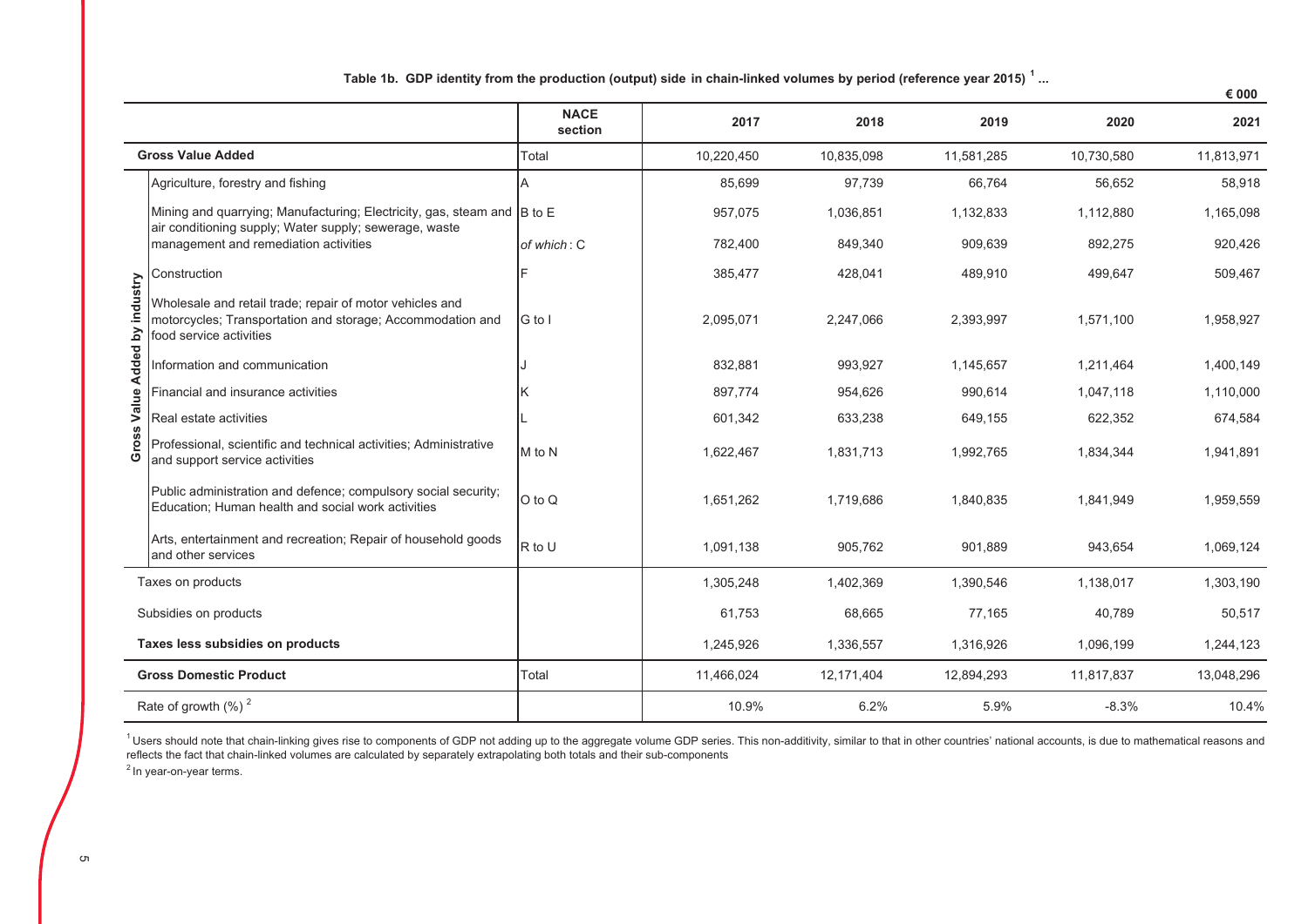**Table 1b. GDP identity from the production (output) side in chain-linked volumes by period (reference year 2015) [1] ...**

€ 000

| | | NACE section | 2017 | 2018 | 2019 | 2020 | 2021 |
|---|---|---|---|---|---|---|---|
| **Gross Value Added** | | Total | 10,220,450 | 10,835,098 | 11,581,285 | 10,730,580 | 11,813,971 |
| Gross Value Added by industry | Agriculture, forestry and fishing | A | 85,699 | 97,739 | 66,764 | 56,652 | 58,918 |
| | Mining and quarrying; Manufacturing; Electricity, gas, steam and air conditioning supply; Water supply; sewerage, waste management and remediation activities | B to E | 957,075 | 1,036,851 | 1,132,833 | 1,112,880 | 1,165,098 |
| | | *of which* : C | 782,400 | 849,340 | 909,639 | 892,275 | 920,426 |
| | Construction | F | 385,477 | 428,041 | 489,910 | 499,647 | 509,467 |
| | Wholesale and retail trade; repair of motor vehicles and motorcycles; Transportation and storage; Accommodation and food service activities | G to I | 2,095,071 | 2,247,066 | 2,393,997 | 1,571,100 | 1,958,927 |
| | Information and communication | J | 832,881 | 993,927 | 1,145,657 | 1,211,464 | 1,400,149 |
| | Financial and insurance activities | K | 897,774 | 954,626 | 990,614 | 1,047,118 | 1,110,000 |
| | Real estate activities | L | 601,342 | 633,238 | 649,155 | 622,352 | 674,584 |
| | Professional, scientific and technical activities; Administrative and support service activities | M to N | 1,622,467 | 1,831,713 | 1,992,765 | 1,834,344 | 1,941,891 |
| | Public administration and defence; compulsory social security; Education; Human health and social work activities | O to Q | 1,651,262 | 1,719,686 | 1,840,835 | 1,841,949 | 1,959,559 |
| | Arts, entertainment and recreation; Repair of household goods and other services | R to U | 1,091,138 | 905,762 | 901,889 | 943,654 | 1,069,124 |
| Taxes on products | | | 1,305,248 | 1,402,369 | 1,390,546 | 1,138,017 | 1,303,190 |
| Subsidies on products | | | 61,753 | 68,665 | 77,165 | 40,789 | 50,517 |
| **Taxes less subsidies on products** | | | 1,245,926 | 1,336,557 | 1,316,926 | 1,096,199 | 1,244,123 |
| **Gross Domestic Product** | | Total | 11,466,024 | 12,171,404 | 12,894,293 | 11,817,837 | 13,048,296 |
| Rate of growth (%) [2] | | | 10.9% | 6.2% | 5.9% | -8.3% | 10.4% |

[1] Users should note that chain-linking gives rise to components of GDP not adding up to the aggregate volume GDP series. This non-additivity, similar to that in other countries' national accounts, is due to mathematical reasons and reflects the fact that chain-linked volumes are calculated by separately extrapolating both totals and their sub-components

[2] In year-on-year terms.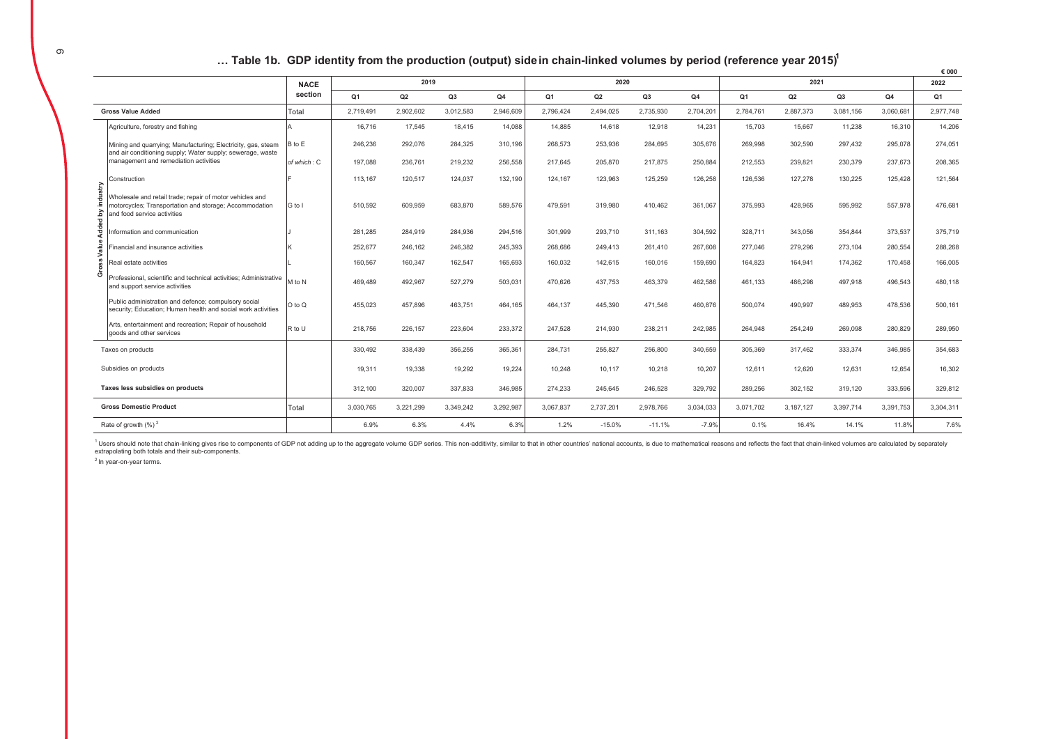# … Table 1b. GDP identity from the production (output) side in chain-linked volumes by period (reference year 2015)[1]

€ 000

| | | NACE section | 2019 | | | | 2020 | | | | 2021 | | | | 2022 |
|---|---|---|---|---|---|---|---|---|---|---|---|---|---|---|---|
| | | | Q1 | Q2 | Q3 | Q4 | Q1 | Q2 | Q3 | Q4 | Q1 | Q2 | Q3 | Q4 | Q1 |
| **Gross Value Added** | | Total | 2,719,491 | 2,902,602 | 3,012,583 | 2,946,609 | 2,796,424 | 2,494,025 | 2,735,930 | 2,704,201 | 2,784,761 | 2,887,373 | 3,081,156 | 3,060,681 | 2,977,748 |
| Gross Value Added by industry | Agriculture, forestry and fishing | A | 16,716 | 17,545 | 18,415 | 14,088 | 14,885 | 14,618 | 12,918 | 14,231 | 15,703 | 15,667 | 11,238 | 16,310 | 14,206 |
| | Mining and quarrying; Manufacturing; Electricity, gas, steam and air conditioning supply; Water supply; sewerage, waste management and remediation activities | B to E | 246,236 | 292,076 | 284,325 | 310,196 | 268,573 | 253,936 | 284,695 | 305,676 | 269,998 | 302,590 | 297,432 | 295,078 | 274,051 |
| | | *of which* : C | 197,088 | 236,761 | 219,232 | 256,558 | 217,645 | 205,870 | 217,875 | 250,884 | 212,553 | 239,821 | 230,379 | 237,673 | 208,365 |
| | Construction | F | 113,167 | 120,517 | 124,037 | 132,190 | 124,167 | 123,963 | 125,259 | 126,258 | 126,536 | 127,278 | 130,225 | 125,428 | 121,564 |
| | Wholesale and retail trade; repair of motor vehicles and motorcycles; Transportation and storage; Accommodation and food service activities | G to I | 510,592 | 609,959 | 683,870 | 589,576 | 479,591 | 319,980 | 410,462 | 361,067 | 375,993 | 428,965 | 595,992 | 557,978 | 476,681 |
| | Information and communication | J | 281,285 | 284,919 | 284,936 | 294,516 | 301,999 | 293,710 | 311,163 | 304,592 | 328,711 | 343,056 | 354,844 | 373,537 | 375,719 |
| | Financial and insurance activities | K | 252,677 | 246,162 | 246,382 | 245,393 | 268,686 | 249,413 | 261,410 | 267,608 | 277,046 | 279,296 | 273,104 | 280,554 | 288,268 |
| | Real estate activities | L | 160,567 | 160,347 | 162,547 | 165,693 | 160,032 | 142,615 | 160,016 | 159,690 | 164,823 | 164,941 | 174,362 | 170,458 | 166,005 |
| | Professional, scientific and technical activities; Administrative and support service activities | M to N | 469,489 | 492,967 | 527,279 | 503,031 | 470,626 | 437,753 | 463,379 | 462,586 | 461,133 | 486,298 | 497,918 | 496,543 | 480,118 |
| | Public administration and defence; compulsory social security; Education; Human health and social work activities | O to Q | 455,023 | 457,896 | 463,751 | 464,165 | 464,137 | 445,390 | 471,546 | 460,876 | 500,074 | 490,997 | 489,953 | 478,536 | 500,161 |
| | Arts, entertainment and recreation; Repair of household goods and other services | R to U | 218,756 | 226,157 | 223,604 | 233,372 | 247,528 | 214,930 | 238,211 | 242,985 | 264,948 | 254,249 | 269,098 | 280,829 | 289,950 |
| Taxes on products | | | 330,492 | 338,439 | 356,255 | 365,361 | 284,731 | 255,827 | 256,800 | 340,659 | 305,369 | 317,462 | 333,374 | 346,985 | 354,683 |
| Subsidies on products | | | 19,311 | 19,338 | 19,292 | 19,224 | 10,248 | 10,117 | 10,218 | 10,207 | 12,611 | 12,620 | 12,631 | 12,654 | 16,302 |
| **Taxes less subsidies on products** | | | 312,100 | 320,007 | 337,833 | 346,985 | 274,233 | 245,645 | 246,528 | 329,792 | 289,256 | 302,152 | 319,120 | 333,596 | 329,812 |
| **Gross Domestic Product** | | Total | 3,030,765 | 3,221,299 | 3,349,242 | 3,292,987 | 3,067,837 | 2,737,201 | 2,978,766 | 3,034,033 | 3,071,702 | 3,187,127 | 3,397,714 | 3,391,753 | 3,304,311 |
| Rate of growth (%)[2] | | | 6.9% | 6.3% | 4.4% | 6.3% | 1.2% | -15.0% | -11.1% | -7.9% | 0.1% | 16.4% | 14.1% | 11.8% | 7.6% |

[1] Users should note that chain-linking gives rise to components of GDP not adding up to the aggregate volume GDP series. This non-additivity, similar to that in other countries' national accounts, is due to mathematical reasons and reflects the fact that chain-linked volumes are calculated by separately extrapolating both totals and their sub-components.

[2] In year-on-year terms.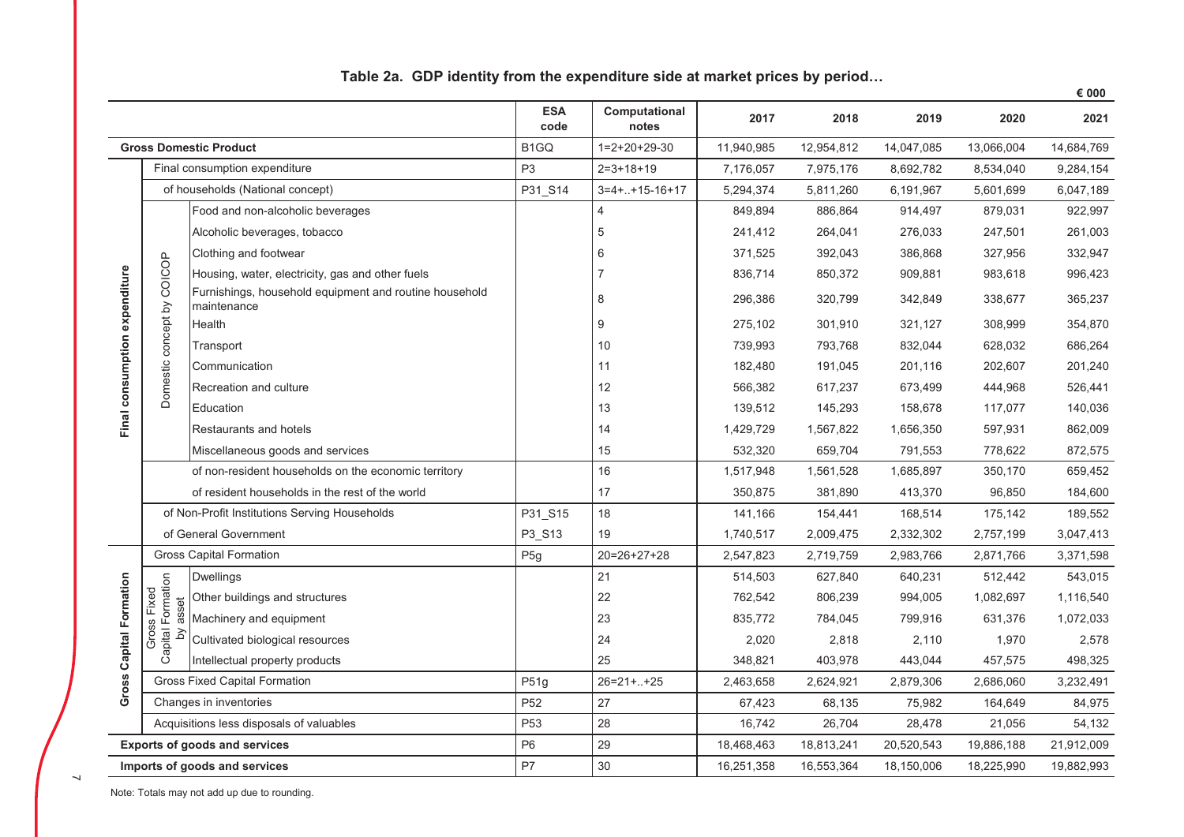## Table 2a. GDP identity from the expenditure side at market prices by period…

€ 000

| | | | | ESA code | Computational notes | 2017 | 2018 | 2019 | 2020 | 2021 |
|---|---|---|---|---|---|---|---|---|---|---|
| **Gross Domestic Product** | | | | B1GQ | 1=2+20+29-30 | 11,940,985 | 12,954,812 | 14,047,085 | 13,066,004 | 14,684,769 |
| **Final consumption expenditure** | Final consumption expenditure | | | P3 | 2=3+18+19 | 7,176,057 | 7,975,176 | 8,692,782 | 8,534,040 | 9,284,154 |
| | of households (National concept) | | | P31_S14 | 3=4+..+15-16+17 | 5,294,374 | 5,811,260 | 6,191,967 | 5,601,699 | 6,047,189 |
| | | Domestic concept by COICOP | Food and non-alcoholic beverages | | 4 | 849,894 | 886,864 | 914,497 | 879,031 | 922,997 |
| | | | Alcoholic beverages, tobacco | | 5 | 241,412 | 264,041 | 276,033 | 247,501 | 261,003 |
| | | | Clothing and footwear | | 6 | 371,525 | 392,043 | 386,868 | 327,956 | 332,947 |
| | | | Housing, water, electricity, gas and other fuels | | 7 | 836,714 | 850,372 | 909,881 | 983,618 | 996,423 |
| | | | Furnishings, household equipment and routine household maintenance | | 8 | 296,386 | 320,799 | 342,849 | 338,677 | 365,237 |
| | | | Health | | 9 | 275,102 | 301,910 | 321,127 | 308,999 | 354,870 |
| | | | Transport | | 10 | 739,993 | 793,768 | 832,044 | 628,032 | 686,264 |
| | | | Communication | | 11 | 182,480 | 191,045 | 201,116 | 202,607 | 201,240 |
| | | | Recreation and culture | | 12 | 566,382 | 617,237 | 673,499 | 444,968 | 526,441 |
| | | | Education | | 13 | 139,512 | 145,293 | 158,678 | 117,077 | 140,036 |
| | | | Restaurants and hotels | | 14 | 1,429,729 | 1,567,822 | 1,656,350 | 597,931 | 862,009 |
| | | | Miscellaneous goods and services | | 15 | 532,320 | 659,704 | 791,553 | 778,622 | 872,575 |
| | | | of non-resident households on the economic territory | | 16 | 1,517,948 | 1,561,528 | 1,685,897 | 350,170 | 659,452 |
| | | | of resident households in the rest of the world | | 17 | 350,875 | 381,890 | 413,370 | 96,850 | 184,600 |
| | of Non-Profit Institutions Serving Households | | | P31_S15 | 18 | 141,166 | 154,441 | 168,514 | 175,142 | 189,552 |
| | of General Government | | | P3_S13 | 19 | 1,740,517 | 2,009,475 | 2,332,302 | 2,757,199 | 3,047,413 |
| **Gross Capital Formation** | Gross Capital Formation | | | P5g | 20=26+27+28 | 2,547,823 | 2,719,759 | 2,983,766 | 2,871,766 | 3,371,598 |
| | | Gross Fixed Capital Formation by asset | Dwellings | | 21 | 514,503 | 627,840 | 640,231 | 512,442 | 543,015 |
| | | | Other buildings and structures | | 22 | 762,542 | 806,239 | 994,005 | 1,082,697 | 1,116,540 |
| | | | Machinery and equipment | | 23 | 835,772 | 784,045 | 799,916 | 631,376 | 1,072,033 |
| | | | Cultivated biological resources | | 24 | 2,020 | 2,818 | 2,110 | 1,970 | 2,578 |
| | | | Intellectual property products | | 25 | 348,821 | 403,978 | 443,044 | 457,575 | 498,325 |
| | Gross Fixed Capital Formation | | | P51g | 26=21+..+25 | 2,463,658 | 2,624,921 | 2,879,306 | 2,686,060 | 3,232,491 |
| | Changes in inventories | | | P52 | 27 | 67,423 | 68,135 | 75,982 | 164,649 | 84,975 |
| | Acquisitions less disposals of valuables | | | P53 | 28 | 16,742 | 26,704 | 28,478 | 21,056 | 54,132 |
| **Exports of goods and services** | | | | P6 | 29 | 18,468,463 | 18,813,241 | 20,520,543 | 19,886,188 | 21,912,009 |
| **Imports of goods and services** | | | | P7 | 30 | 16,251,358 | 16,553,364 | 18,150,006 | 18,225,990 | 19,882,993 |

Note: Totals may not add up due to rounding.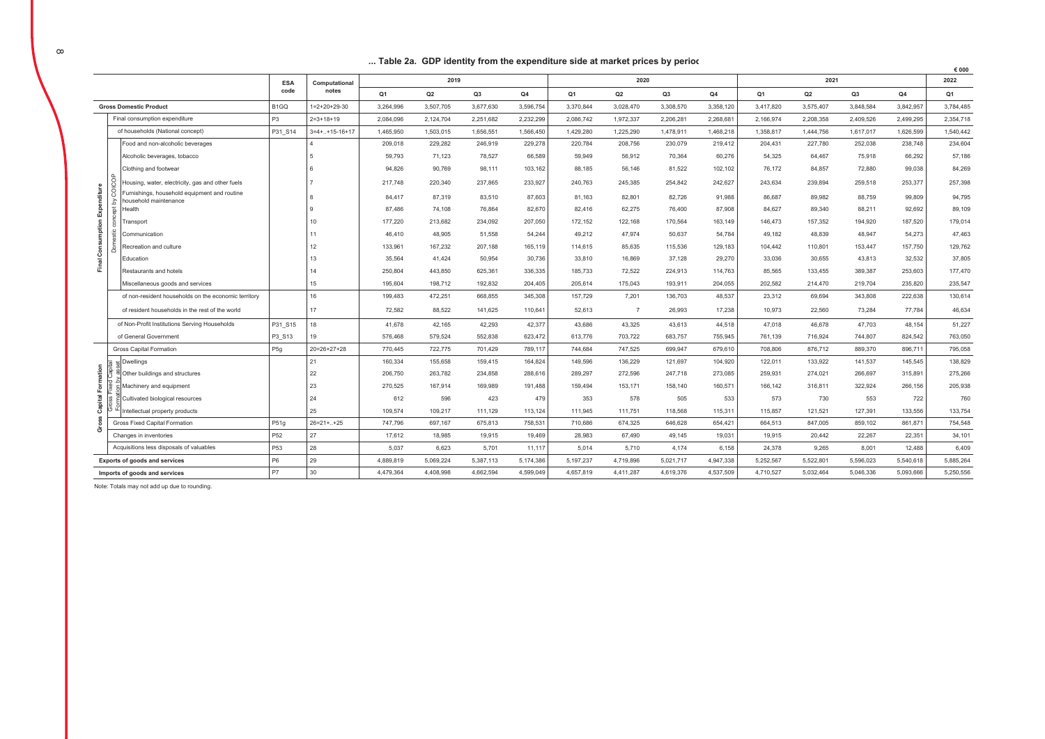## ... Table 2a. GDP identity from the expenditure side at market prices by perioc

€ 000

| | | | ESA code | Computational notes | 2019 | | | | 2020 | | | | 2021 | | | | 2022 |
|---|---|---|---|---|---|---|---|---|---|---|---|---|---|---|---|---|---|
| | | | | | Q1 | Q2 | Q3 | Q4 | Q1 | Q2 | Q3 | Q4 | Q1 | Q2 | Q3 | Q4 | Q1 |
| Gross Domestic Product | | | B1GQ | 1=2+20+29-30 | 3,264,996 | 3,507,705 | 3,677,630 | 3,596,754 | 3,370,844 | 3,028,470 | 3,308,570 | 3,358,120 | 3,417,820 | 3,575,407 | 3,848,584 | 3,842,957 | 3,784,485 |
| Final Consumption Expenditure | Final consumption expenditure | | P3 | 2=3+18+19 | 2,084,096 | 2,124,704 | 2,251,682 | 2,232,299 | 2,086,742 | 1,972,337 | 2,206,281 | 2,268,681 | 2,166,974 | 2,208,358 | 2,409,526 | 2,499,295 | 2,354,718 |
| | of households (National concept) | | P31_S14 | 3=4+..+15-16+17 | 1,465,950 | 1,503,015 | 1,656,551 | 1,566,450 | 1,429,280 | 1,225,290 | 1,478,911 | 1,468,218 | 1,358,817 | 1,444,756 | 1,617,017 | 1,626,599 | 1,540,442 |
| | Domestic concept by COICOP | Food and non-alcoholic beverages | | 4 | 209,018 | 229,282 | 246,919 | 229,278 | 220,784 | 208,756 | 230,079 | 219,412 | 204,431 | 227,780 | 252,038 | 238,748 | 234,604 |
| | | Alcoholic beverages, tobacco | | 5 | 59,793 | 71,123 | 78,527 | 66,589 | 59,949 | 56,912 | 70,364 | 60,276 | 54,325 | 64,467 | 75,918 | 66,292 | 57,186 |
| | | Clothing and footwear | | 6 | 94,826 | 90,769 | 98,111 | 103,162 | 88,185 | 56,146 | 81,522 | 102,102 | 76,172 | 84,857 | 72,880 | 99,038 | 84,269 |
| | | Housing, water, electricity, gas and other fuels | | 7 | 217,748 | 220,340 | 237,865 | 233,927 | 240,763 | 245,385 | 254,842 | 242,627 | 243,634 | 239,894 | 259,518 | 253,377 | 257,398 |
| | | Furnishings, household equipment and routine household maintenance | | 8 | 84,417 | 87,319 | 83,510 | 87,603 | 81,163 | 82,801 | 82,726 | 91,988 | 86,687 | 89,982 | 88,759 | 99,809 | 94,795 |
| | | Health | | 9 | 87,486 | 74,108 | 76,864 | 82,670 | 82,416 | 62,275 | 76,400 | 87,908 | 84,627 | 89,340 | 88,211 | 92,692 | 89,109 |
| | | Transport | | 10 | 177,220 | 213,682 | 234,092 | 207,050 | 172,152 | 122,168 | 170,564 | 163,149 | 146,473 | 157,352 | 194,920 | 187,520 | 179,014 |
| | | Communication | | 11 | 46,410 | 48,905 | 51,558 | 54,244 | 49,212 | 47,974 | 50,637 | 54,784 | 49,182 | 48,839 | 48,947 | 54,273 | 47,463 |
| | | Recreation and culture | | 12 | 133,961 | 167,232 | 207,188 | 165,119 | 114,615 | 85,635 | 115,536 | 129,183 | 104,442 | 110,801 | 153,447 | 157,750 | 129,762 |
| | | Education | | 13 | 35,564 | 41,424 | 50,954 | 30,736 | 33,810 | 16,869 | 37,128 | 29,270 | 33,036 | 30,655 | 43,813 | 32,532 | 37,805 |
| | | Restaurants and hotels | | 14 | 250,804 | 443,850 | 625,361 | 336,335 | 185,733 | 72,522 | 224,913 | 114,763 | 85,565 | 133,455 | 389,387 | 253,603 | 177,470 |
| | | Miscellaneous goods and services | | 15 | 195,604 | 198,712 | 192,832 | 204,405 | 205,614 | 175,043 | 193,911 | 204,055 | 202,582 | 214,470 | 219,704 | 235,820 | 235,547 |
| | | of non-resident households on the economic territory | | 16 | 199,483 | 472,251 | 668,855 | 345,308 | 157,729 | 7,201 | 136,703 | 48,537 | 23,312 | 69,694 | 343,808 | 222,638 | 130,614 |
| | | of resident households in the rest of the world | | 17 | 72,582 | 88,522 | 141,625 | 110,641 | 52,613 | 7 | 26,993 | 17,238 | 10,973 | 22,560 | 73,284 | 77,784 | 46,634 |
| | of Non-Profit Institutions Serving Households | | P31_S15 | 18 | 41,678 | 42,165 | 42,293 | 42,377 | 43,686 | 43,325 | 43,613 | 44,518 | 47,018 | 46,678 | 47,703 | 48,154 | 51,227 |
| | of General Government | | P3_S13 | 19 | 576,468 | 579,524 | 552,838 | 623,472 | 613,776 | 703,722 | 683,757 | 755,945 | 761,139 | 716,924 | 744,807 | 824,542 | 763,050 |
| Gross Capital Formation | Gross Capital Formation | | P5g | 20=26+27+28 | 770,445 | 722,775 | 701,429 | 789,117 | 744,684 | 747,525 | 699,947 | 679,610 | 708,806 | 876,712 | 889,370 | 896,711 | 795,058 |
| | Gross Fixed Capital Formation by asset | Dwellings | | 21 | 160,334 | 155,658 | 159,415 | 164,824 | 149,596 | 136,229 | 121,697 | 104,920 | 122,011 | 133,922 | 141,537 | 145,545 | 138,829 |
| | | Other buildings and structures | | 22 | 206,750 | 263,782 | 234,858 | 288,616 | 289,297 | 272,596 | 247,718 | 273,085 | 259,931 | 274,021 | 266,697 | 315,891 | 275,266 |
| | | Machinery and equipment | | 23 | 270,525 | 167,914 | 169,989 | 191,488 | 159,494 | 153,171 | 158,140 | 160,571 | 166,142 | 316,811 | 322,924 | 266,156 | 205,938 |
| | | Cultivated biological resources | | 24 | 612 | 596 | 423 | 479 | 353 | 578 | 505 | 533 | 573 | 730 | 553 | 722 | 760 |
| | | Intellectual property products | | 25 | 109,574 | 109,217 | 111,129 | 113,124 | 111,945 | 111,751 | 118,568 | 115,311 | 115,857 | 121,521 | 127,391 | 133,556 | 133,754 |
| | Gross Fixed Capital Formation | | P51g | 26=21+..+25 | 747,796 | 697,167 | 675,813 | 758,531 | 710,686 | 674,325 | 646,628 | 654,421 | 664,513 | 847,005 | 859,102 | 861,871 | 754,548 |
| | Changes in inventories | | P52 | 27 | 17,612 | 18,985 | 19,915 | 19,469 | 28,983 | 67,490 | 49,145 | 19,031 | 19,915 | 20,442 | 22,267 | 22,351 | 34,101 |
| | Acquisitions less disposals of valuables | | P53 | 28 | 5,037 | 6,623 | 5,701 | 11,117 | 5,014 | 5,710 | 4,174 | 6,158 | 24,378 | 9,265 | 8,001 | 12,488 | 6,409 |
| Exports of goods and services | | | P6 | 29 | 4,889,819 | 5,069,224 | 5,387,113 | 5,174,386 | 5,197,237 | 4,719,896 | 5,021,717 | 4,947,338 | 5,252,567 | 5,522,801 | 5,596,023 | 5,540,618 | 5,885,264 |
| Imports of goods and services | | | P7 | 30 | 4,479,364 | 4,408,998 | 4,662,594 | 4,599,049 | 4,657,819 | 4,411,287 | 4,619,376 | 4,537,509 | 4,710,527 | 5,032,464 | 5,046,336 | 5,093,666 | 5,250,556 |

Note: Totals may not add up due to rounding.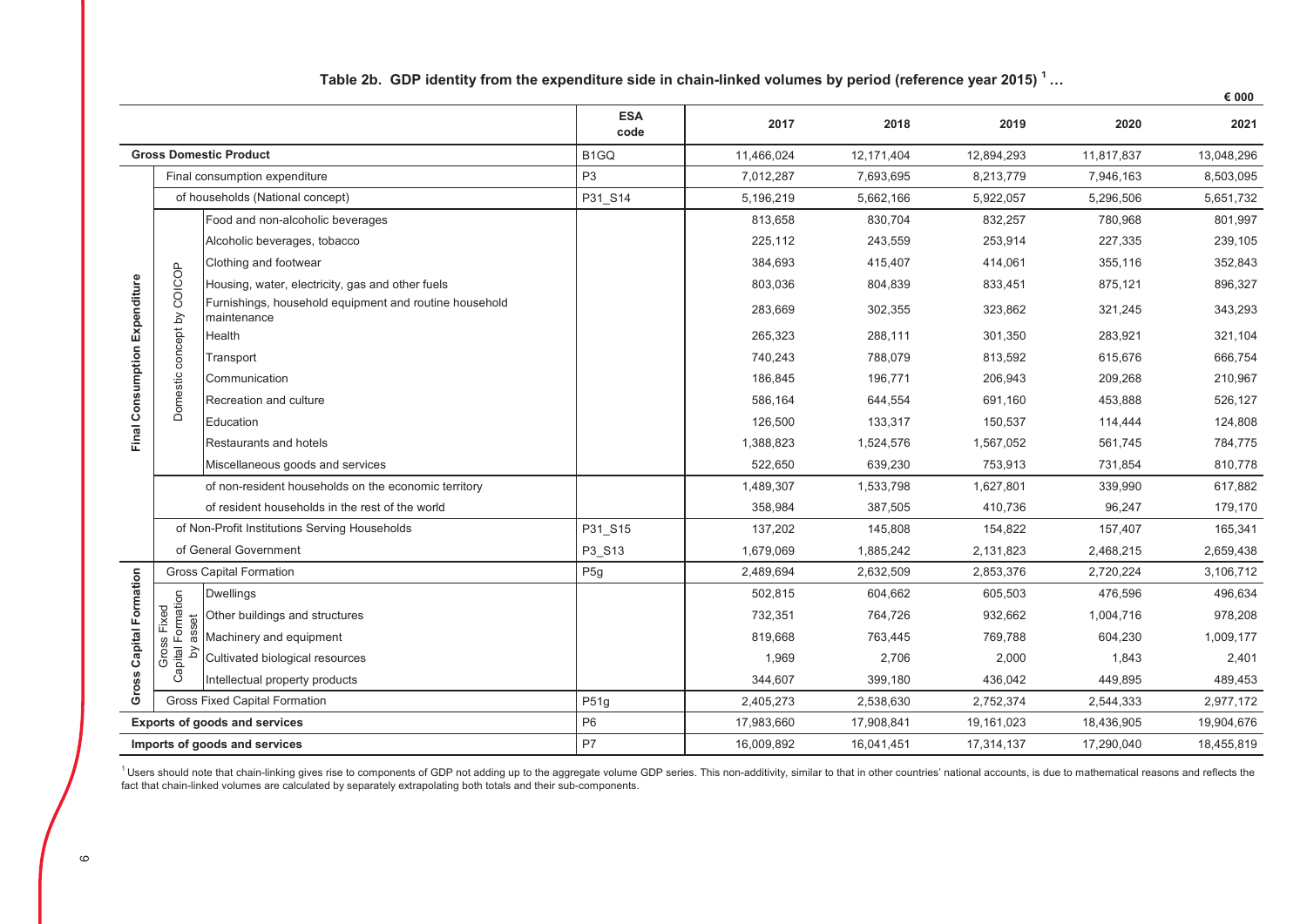## Table 2b. GDP identity from the expedition side in chain-linked volumes by period (reference year 2015) [1] …

€ 000

| | | | | ESA code | 2017 | 2018 | 2019 | 2020 | 2021 |
|---|---|---|---|---|---|---|---|---|---|
| **Gross Domestic Product** | | | | B1GQ | 11,466,024 | 12,171,404 | 12,894,293 | 11,817,837 | 13,048,296 |
| **Final Consumption Expenditure** | Final consumption expenditure | | | P3 | 7,012,287 | 7,693,695 | 8,213,779 | 7,946,163 | 8,503,095 |
| | of households (National concept) | | | P31_S14 | 5,196,219 | 5,662,166 | 5,922,057 | 5,296,506 | 5,651,732 |
| | | Domestic concept by COICOP | Food and non-alcoholic beverages | | 813,658 | 830,704 | 832,257 | 780,968 | 801,997 |
| | | | Alcoholic beverages, tobacco | | 225,112 | 243,559 | 253,914 | 227,335 | 239,105 |
| | | | Clothing and footwear | | 384,693 | 415,407 | 414,061 | 355,116 | 352,843 |
| | | | Housing, water, electricity, gas and other fuels | | 803,036 | 804,839 | 833,451 | 875,121 | 896,327 |
| | | | Furnishings, household equipment and routine household maintenance | | 283,669 | 302,355 | 323,862 | 321,245 | 343,293 |
| | | | Health | | 265,323 | 288,111 | 301,350 | 283,921 | 321,104 |
| | | | Transport | | 740,243 | 788,079 | 813,592 | 615,676 | 666,754 |
| | | | Communication | | 186,845 | 196,771 | 206,943 | 209,268 | 210,967 |
| | | | Recreation and culture | | 586,164 | 644,554 | 691,160 | 453,888 | 526,127 |
| | | | Education | | 126,500 | 133,317 | 150,537 | 114,444 | 124,808 |
| | | | Restaurants and hotels | | 1,388,823 | 1,524,576 | 1,567,052 | 561,745 | 784,775 |
| | | | Miscellaneous goods and services | | 522,650 | 639,230 | 753,913 | 731,854 | 810,778 |
| | | of non-resident households on the economic territory | | | 1,489,307 | 1,533,798 | 1,627,801 | 339,990 | 617,882 |
| | | of resident households in the rest of the world | | | 358,984 | 387,505 | 410,736 | 96,247 | 179,170 |
| | of Non-Profit Institutions Serving Households | | | P31_S15 | 137,202 | 145,808 | 154,822 | 157,407 | 165,341 |
| | of General Government | | | P3_S13 | 1,679,069 | 1,885,242 | 2,131,823 | 2,468,215 | 2,659,438 |
| **Gross Capital Formation** | Gross Capital Formation | | | P5g | 2,489,694 | 2,632,509 | 2,853,376 | 2,720,224 | 3,106,712 |
| | | Gross Fixed Capital Formation by asset | Dwellings | | 502,815 | 604,662 | 605,503 | 476,596 | 496,634 |
| | | | Other buildings and structures | | 732,351 | 764,726 | 932,662 | 1,004,716 | 978,208 |
| | | | Machinery and equipment | | 819,668 | 763,445 | 769,788 | 604,230 | 1,009,177 |
| | | | Cultivated biological resources | | 1,969 | 2,706 | 2,000 | 1,843 | 2,401 |
| | | | Intellectual property products | | 344,607 | 399,180 | 436,042 | 449,895 | 489,453 |
| | Gross Fixed Capital Formation | | | P51g | 2,405,273 | 2,538,630 | 2,752,374 | 2,544,333 | 2,977,172 |
| **Exports of goods and services** | | | | P6 | 17,983,660 | 17,908,841 | 19,161,023 | 18,436,905 | 19,904,676 |
| **Imports of goods and services** | | | | P7 | 16,009,892 | 16,041,451 | 17,314,137 | 17,290,040 | 18,455,819 |

[1] Users should note that chain-linking gives rise to components of GDP not adding up to the aggregate volume GDP series. This non-additivity, similar to that in other countries' national accounts, is due to mathematical reasons and reflects the fact that chain-linked volumes are calculated by separately extrapolating both totals and their sub-components.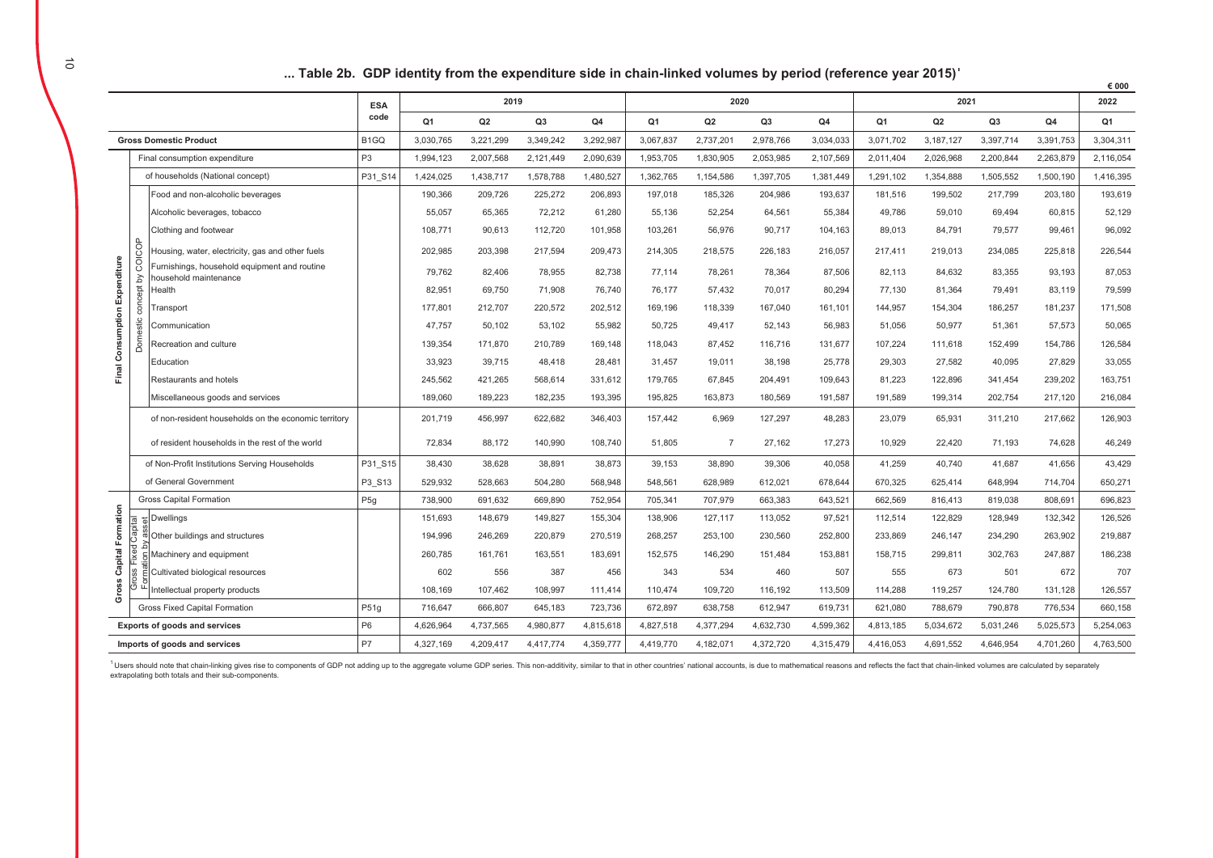## ... Table 2b. GDP identity from the expenditure side in chain-linked volumes by period (reference year 2015)[1]

€ 000

| | | | ESA code | 2019 | | | | 2020 | | | | 2021 | | | | 2022 |
|---|---|---|---|---|---|---|---|---|---|---|---|---|---|---|---|---|
| | | | | Q1 | Q2 | Q3 | Q4 | Q1 | Q2 | Q3 | Q4 | Q1 | Q2 | Q3 | Q4 | Q1 |
| **Gross Domestic Product** | | | B1GQ | 3,030,765 | 3,221,299 | 3,349,242 | 3,292,987 | 3,067,837 | 2,737,201 | 2,978,766 | 3,034,033 | 3,071,702 | 3,187,127 | 3,397,714 | 3,391,753 | 3,304,311 |
| **Final Consumption Expenditure** | Final consumption expenditure | | P3 | 1,994,123 | 2,007,568 | 2,121,449 | 2,090,639 | 1,953,705 | 1,830,905 | 2,053,985 | 2,107,569 | 2,011,404 | 2,026,968 | 2,200,844 | 2,263,879 | 2,116,054 |
| | of households (National concept) | | P31_S14 | 1,424,025 | 1,438,717 | 1,578,788 | 1,480,527 | 1,362,765 | 1,154,586 | 1,397,705 | 1,381,449 | 1,291,102 | 1,354,888 | 1,505,552 | 1,500,190 | 1,416,395 |
| | Domestic concept by COICOP | Food and non-alcoholic beverages | | 190,366 | 209,726 | 225,272 | 206,893 | 197,018 | 185,326 | 204,986 | 193,637 | 181,516 | 199,502 | 217,799 | 203,180 | 193,619 |
| | | Alcoholic beverages, tobacco | | 55,057 | 65,365 | 72,212 | 61,280 | 55,136 | 52,254 | 64,561 | 55,384 | 49,786 | 59,010 | 69,494 | 60,815 | 52,129 |
| | | Clothing and footwear | | 108,771 | 90,613 | 112,720 | 101,958 | 103,261 | 56,976 | 90,717 | 104,163 | 89,013 | 84,791 | 79,577 | 99,461 | 96,092 |
| | | Housing, water, electricity, gas and other fuels | | 202,985 | 203,398 | 217,594 | 209,473 | 214,305 | 218,575 | 226,183 | 216,057 | 217,411 | 219,013 | 234,085 | 225,818 | 226,544 |
| | | Furnishings, household equipment and routine household maintenance | | 79,762 | 82,406 | 78,955 | 82,738 | 77,114 | 78,261 | 78,364 | 87,506 | 82,113 | 84,632 | 83,355 | 93,193 | 87,053 |
| | | Health | | 82,951 | 69,750 | 71,908 | 76,740 | 76,177 | 57,432 | 70,017 | 80,294 | 77,130 | 81,364 | 79,491 | 83,119 | 79,599 |
| | | Transport | | 177,801 | 212,707 | 220,572 | 202,512 | 169,196 | 118,339 | 167,040 | 161,101 | 144,957 | 154,304 | 186,257 | 181,237 | 171,508 |
| | | Communication | | 47,757 | 50,102 | 53,102 | 55,982 | 50,725 | 49,417 | 52,143 | 56,983 | 51,056 | 50,977 | 51,361 | 57,573 | 50,065 |
| | | Recreation and culture | | 139,354 | 171,870 | 210,789 | 169,148 | 118,043 | 87,452 | 116,716 | 131,677 | 107,224 | 111,618 | 152,499 | 154,786 | 126,584 |
| | | Education | | 33,923 | 39,715 | 48,418 | 28,481 | 31,457 | 19,011 | 38,198 | 25,778 | 29,303 | 27,582 | 40,095 | 27,829 | 33,055 |
| | | Restaurants and hotels | | 245,562 | 421,265 | 568,614 | 331,612 | 179,765 | 67,845 | 204,491 | 109,643 | 81,223 | 122,896 | 341,454 | 239,202 | 163,751 |
| | | Miscellaneous goods and services | | 189,060 | 189,223 | 182,235 | 193,395 | 195,825 | 163,873 | 180,569 | 191,587 | 191,589 | 199,314 | 202,754 | 217,120 | 216,084 |
| | of non-resident households on the economic territory | | | 201,719 | 456,997 | 622,682 | 346,403 | 157,442 | 6,969 | 127,297 | 48,283 | 23,079 | 65,931 | 311,210 | 217,662 | 126,903 |
| | of resident households in the rest of the world | | | 72,834 | 88,172 | 140,990 | 108,740 | 51,805 | 7 | 27,162 | 17,273 | 10,929 | 22,420 | 71,193 | 74,628 | 46,249 |
| | of Non-Profit Institutions Serving Households | | P31_S15 | 38,430 | 38,628 | 38,891 | 38,873 | 39,153 | 38,890 | 39,306 | 40,058 | 41,259 | 40,740 | 41,687 | 41,656 | 43,429 |
| | of General Government | | P3_S13 | 529,932 | 528,663 | 504,280 | 568,948 | 548,561 | 628,989 | 612,021 | 678,644 | 670,325 | 625,414 | 648,994 | 714,704 | 650,271 |
| **Gross Capital Formation** | Gross Capital Formation | | P5g | 738,900 | 691,632 | 669,890 | 752,954 | 705,341 | 707,979 | 663,383 | 643,521 | 662,569 | 816,413 | 819,038 | 808,691 | 696,823 |
| | Gross Fixed Capital Formation by asset | Dwellings | | 151,693 | 148,679 | 149,827 | 155,304 | 138,906 | 127,117 | 113,052 | 97,521 | 112,514 | 122,829 | 128,949 | 132,342 | 126,526 |
| | | Other buildings and structures | | 194,996 | 246,269 | 220,879 | 270,519 | 268,257 | 253,100 | 230,560 | 252,800 | 233,869 | 246,147 | 234,290 | 263,902 | 219,887 |
| | | Machinery and equipment | | 260,785 | 161,761 | 163,551 | 183,691 | 152,575 | 146,290 | 151,484 | 153,881 | 158,715 | 299,811 | 302,763 | 247,887 | 186,238 |
| | | Cultivated biological resources | | 602 | 556 | 387 | 456 | 343 | 534 | 460 | 507 | 555 | 673 | 501 | 672 | 707 |
| | | Intellectual property products | | 108,169 | 107,462 | 108,997 | 111,414 | 110,474 | 109,720 | 116,192 | 113,509 | 114,288 | 119,257 | 124,780 | 131,128 | 126,557 |
| | Gross Fixed Capital Formation | | P51g | 716,647 | 666,807 | 645,183 | 723,736 | 672,897 | 638,758 | 612,947 | 619,731 | 621,080 | 788,679 | 790,878 | 776,534 | 660,158 |
| **Exports of goods and services** | | | P6 | 4,626,964 | 4,737,565 | 4,980,877 | 4,815,618 | 4,827,518 | 4,377,294 | 4,632,730 | 4,599,362 | 4,813,185 | 5,034,672 | 5,031,246 | 5,025,573 | 5,254,063 |
| **Imports of goods and services** | | | P7 | 4,327,169 | 4,209,417 | 4,417,774 | 4,359,777 | 4,419,770 | 4,182,071 | 4,372,720 | 4,315,479 | 4,416,053 | 4,691,552 | 4,646,954 | 4,701,260 | 4,763,500 |

[1] Users should note that chain-linking gives rise to components of GDP not adding up to the aggregate volume GDP series. This non-additivity, similar to that in other countries' national accounts, is due to mathematical reasons and reflects the fact that chain-linked volumes are calculated by separately extrapolating both totals and their sub-components.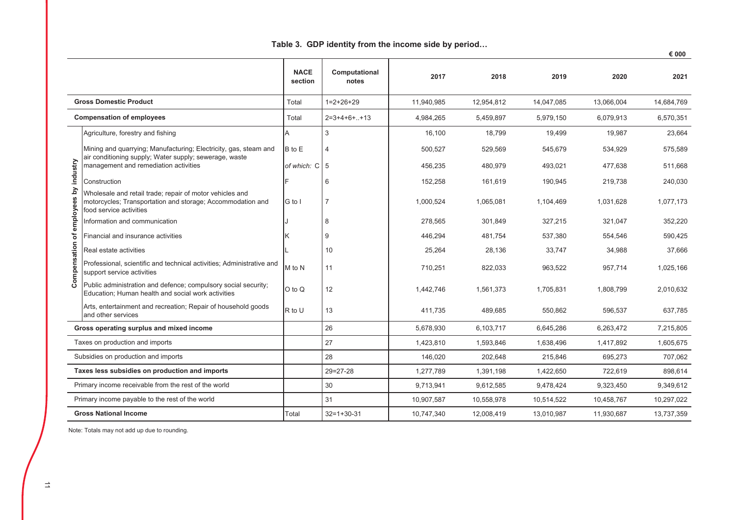**Table 3. GDP identity from the income side by period…**

€ 000

| | | NACE section | Computational notes | 2017 | 2018 | 2019 | 2020 | 2021 |
|---|---|---|---|---|---|---|---|---|
| **Gross Domestic Product** | | Total | 1=2+26+29 | 11,940,985 | 12,954,812 | 14,047,085 | 13,066,004 | 14,684,769 |
| **Compensation of employees** | | Total | 2=3+4+6+..+13 | 4,984,265 | 5,459,897 | 5,979,150 | 6,079,913 | 6,570,351 |
| Compensation of employees by industry | Agriculture, forestry and fishing | A | 3 | 16,100 | 18,799 | 19,499 | 19,987 | 23,664 |
| | Mining and quarrying; Manufacturing; Electricity, gas, steam and air conditioning supply; Water supply; sewerage, waste management and remediation activities | B to E | 4 | 500,527 | 529,569 | 545,679 | 534,929 | 575,589 |
| | | *of which:* C | 5 | 456,235 | 480,979 | 493,021 | 477,638 | 511,668 |
| | Construction | F | 6 | 152,258 | 161,619 | 190,945 | 219,738 | 240,030 |
| | Wholesale and retail trade; repair of motor vehicles and motorcycles; Transportation and storage; Accommodation and food service activities | G to I | 7 | 1,000,524 | 1,065,081 | 1,104,469 | 1,031,628 | 1,077,173 |
| | Information and communication | J | 8 | 278,565 | 301,849 | 327,215 | 321,047 | 352,220 |
| | Financial and insurance activities | K | 9 | 446,294 | 481,754 | 537,380 | 554,546 | 590,425 |
| | Real estate activities | L | 10 | 25,264 | 28,136 | 33,747 | 34,988 | 37,666 |
| | Professional, scientific and technical activities; Administrative and support service activities | M to N | 11 | 710,251 | 822,033 | 963,522 | 957,714 | 1,025,166 |
| | Public administration and defence; compulsory social security; Education; Human health and social work activities | O to Q | 12 | 1,442,746 | 1,561,373 | 1,705,831 | 1,808,799 | 2,010,632 |
| | Arts, entertainment and recreation; Repair of household goods and other services | R to U | 13 | 411,735 | 489,685 | 550,862 | 596,537 | 637,785 |
| **Gross operating surplus and mixed income** | | | 26 | 5,678,930 | 6,103,717 | 6,645,286 | 6,263,472 | 7,215,805 |
| Taxes on production and imports | | | 27 | 1,423,810 | 1,593,846 | 1,638,496 | 1,417,892 | 1,605,675 |
| Subsidies on production and imports | | | 28 | 146,020 | 202,648 | 215,846 | 695,273 | 707,062 |
| **Taxes less subsidies on production and imports** | | | 29=27-28 | 1,277,789 | 1,391,198 | 1,422,650 | 722,619 | 898,614 |
| Primary income receivable from the rest of the world | | | 30 | 9,713,941 | 9,612,585 | 9,478,424 | 9,323,450 | 9,349,612 |
| Primary income payable to the rest of the world | | | 31 | 10,907,587 | 10,558,978 | 10,514,522 | 10,458,767 | 10,297,022 |
| **Gross National Income** | | Total | 32=1+30-31 | 10,747,340 | 12,008,419 | 13,010,987 | 11,930,687 | 13,737,359 |

Note: Totals may not add up due to rounding.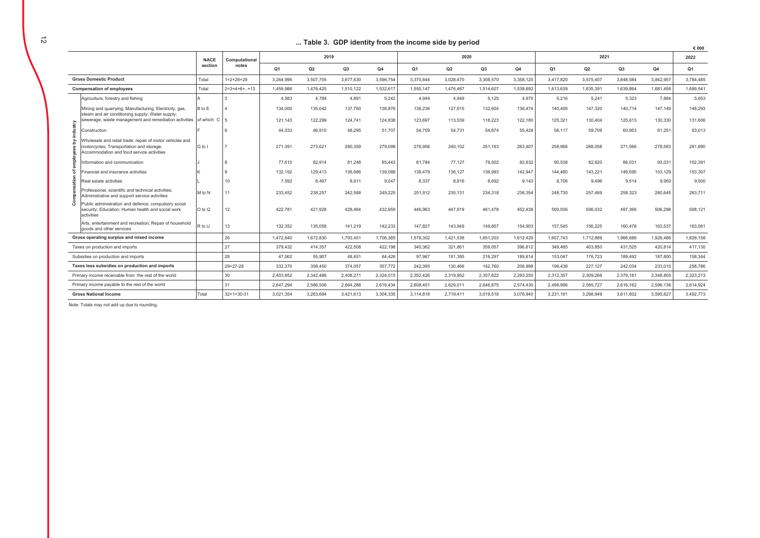## ... Table 3. GDP identity from the income side by period

€ 000

| | | NACE section | Computational notes | 2019 | | | | 2020 | | | | 2021 | | | | 2022 |
|---|---|---|---|---|---|---|---|---|---|---|---|---|---|---|---|---|
| | | | | Q1 | Q2 | Q3 | Q4 | Q1 | Q2 | Q3 | Q4 | Q1 | Q2 | Q3 | Q4 | Q1 |
| **Gross Domestic Product** | | Total | 1=2+26+29 | 3,264,996 | 3,507,705 | 3,677,630 | 3,596,754 | 3,370,844 | 3,028,470 | 3,308,570 | 3,358,120 | 3,417,820 | 3,575,407 | 3,848,584 | 3,842,957 | 3,784,485 |
| **Compensation of employees** | | Total | 2=3+4+6+..+13 | 1,459,986 | 1,476,425 | 1,510,122 | 1,532,617 | 1,550,147 | 1,476,467 | 1,514,607 | 1,538,692 | 1,613,639 | 1,635,391 | 1,639,864 | 1,681,456 | 1,699,541 |
| Compensation of employees by industry | Agriculture, forestry and fishing | A | 3 | 4,583 | 4,784 | 4,891 | 5,242 | 4,944 | 4,949 | 5,125 | 4,970 | 5,216 | 5,241 | 5,323 | 7,884 | 5,653 |
| | Mining and quarrying; Manufacturing; Electricity, gas, steam and air conditioning supply; Water supply; sewerage, waste management and remediation activities | B to E | 4 | 134,000 | 135,042 | 137,760 | 138,876 | 138,236 | 127,615 | 132,604 | 136,474 | 140,406 | 147,320 | 140,714 | 147,149 | 148,293 |
| | | *of which:* C | 5 | 121,143 | 122,299 | 124,741 | 124,838 | 123,697 | 113,539 | 118,223 | 122,180 | 125,321 | 130,404 | 125,613 | 130,330 | 131,606 |
| | Construction | F | 6 | 44,033 | 46,910 | 48,295 | 51,707 | 54,709 | 54,731 | 54,874 | 55,424 | 58,117 | 59,709 | 60,953 | 61,251 | 63,013 |
| | Wholesale and retail trade; repair of motor vehicles and motorcycles; Transportation and storage; Accommodation and food service activities | G to I | 7 | 271,391 | 273,621 | 280,359 | 279,098 | 276,956 | 240,102 | 251,163 | 263,407 | 258,966 | 268,058 | 271,566 | 278,583 | 281,990 |
| | Information and communication | J | 8 | 77,610 | 82,914 | 81,248 | 85,443 | 81,784 | 77,127 | 79,502 | 82,632 | 90,538 | 82,620 | 86,031 | 93,031 | 102,391 |
| | Financial and insurance activities | K | 9 | 132,192 | 129,413 | 136,686 | 139,088 | 138,479 | 136,127 | 136,993 | 142,947 | 144,480 | 143,221 | 149,595 | 153,129 | 153,307 |
| | Real estate activities | L | 10 | 7,592 | 8,497 | 8,611 | 9,047 | 8,337 | 8,816 | 8,692 | 9,143 | 8,706 | 9,496 | 9,514 | 9,950 | 9,500 |
| | Professional, scientific and technical activities; Administrative and support service activities | M to N | 11 | 233,452 | 238,257 | 242,588 | 249,225 | 251,912 | 235,131 | 234,318 | 236,354 | 248,730 | 257,469 | 258,323 | 260,645 | 263,711 |
| | Public administration and defence; compulsory social security; Education; Human health and social work activities | O to Q | 12 | 422,781 | 421,928 | 428,464 | 432,659 | 446,963 | 447,919 | 461,478 | 452,438 | 500,936 | 506,032 | 497,366 | 506,298 | 508,121 |
| | Arts, entertainment and recreation; Repair of household goods and other services | R to U | 13 | 132,352 | 135,058 | 141,219 | 142,233 | 147,827 | 143,949 | 149,857 | 154,903 | 157,545 | 156,225 | 160,478 | 163,537 | 163,561 |
| **Gross operating surplus and mixed income** | | | 26 | 1,472,640 | 1,672,830 | 1,793,451 | 1,706,365 | 1,578,302 | 1,421,538 | 1,651,203 | 1,612,429 | 1,607,743 | 1,712,889 | 1,966,686 | 1,928,486 | 1,826,158 |
| Taxes on production and imports | | | 27 | 379,432 | 414,357 | 422,508 | 422,198 | 340,362 | 321,861 | 359,057 | 396,612 | 349,485 | 403,850 | 431,525 | 420,814 | 417,130 |
| Subsidies on production and imports | | | 28 | 47,062 | 55,907 | 48,451 | 64,426 | 97,967 | 191,395 | 216,297 | 189,614 | 153,047 | 176,723 | 189,492 | 187,800 | 158,344 |
| **Taxes less subsidies on production and imports** | | | 29=27-28 | 332,370 | 358,450 | 374,057 | 357,772 | 242,395 | 130,466 | 142,760 | 206,998 | 196,438 | 227,127 | 242,034 | 233,015 | 258,786 |
| Primary income receivable from the rest of the world | | | 30 | 2,403,652 | 2,342,486 | 2,408,271 | 2,324,015 | 2,352,426 | 2,319,952 | 2,357,822 | 2,293,250 | 2,312,357 | 2,309,268 | 2,379,181 | 2,348,805 | 2,323,213 |
| Primary income payable to the rest of the world | | | 31 | 2,647,294 | 2,586,506 | 2,664,288 | 2,616,434 | 2,608,451 | 2,629,011 | 2,646,875 | 2,574,430 | 2,498,996 | 2,585,727 | 2,616,162 | 2,596,136 | 2,614,924 |
| **Gross National Income** | | Total | 32=1+30-31 | 3,021,354 | 3,263,684 | 3,421,613 | 3,304,335 | 3,114,818 | 2,719,411 | 3,019,518 | 3,076,940 | 3,231,181 | 3,298,949 | 3,611,602 | 3,595,627 | 3,492,773 |

Note: Totals may not add up due to rounding.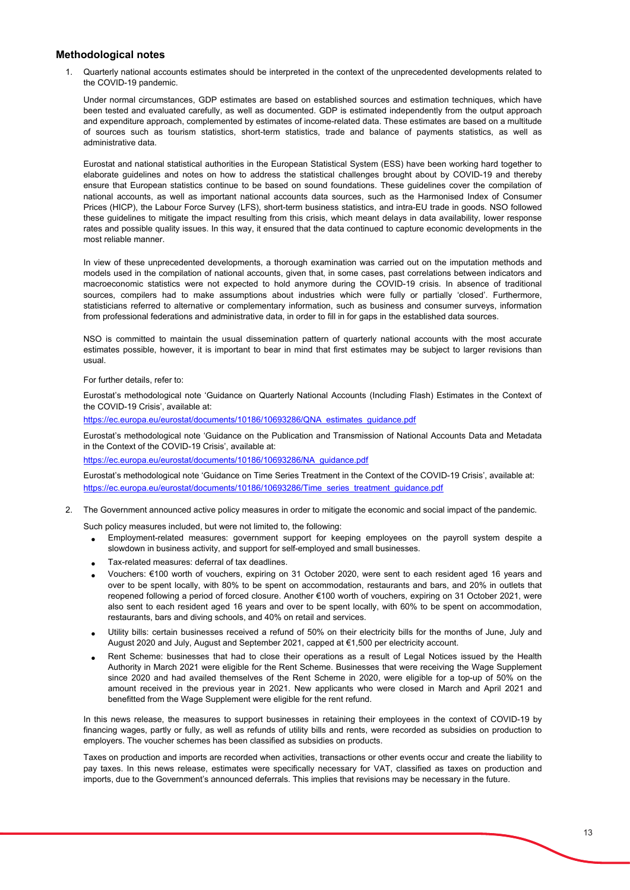## Methodological notes

1. Quarterly national accounts estimates should be interpreted in the context of the unprecedented developments related to the COVID-19 pandemic.

   Under normal circumstances, GDP estimates are based on established sources and estimation techniques, which have been tested and evaluated carefully, as well as documented. GDP is estimated independently from the output approach and expenditure approach, complemented by estimates of income-related data. These estimates are based on a multitude of sources such as tourism statistics, short-term statistics, trade and balance of payments statistics, as well as administrative data.

   Eurostat and national statistical authorities in the European Statistical System (ESS) have been working hard together to elaborate guidelines and notes on how to address the statistical challenges brought about by COVID-19 and thereby ensure that European statistics continue to be based on sound foundations. These guidelines cover the compilation of national accounts, as well as important national accounts data sources, such as the Harmonised Index of Consumer Prices (HICP), the Labour Force Survey (LFS), short-term business statistics, and intra-EU trade in goods. NSO followed these guidelines to mitigate the impact resulting from this crisis, which meant delays in data availability, lower response rates and possible quality issues. In this way, it ensured that the data continued to capture economic developments in the most reliable manner.

   In view of these unprecedented developments, a thorough examination was carried out on the imputation methods and models used in the compilation of national accounts, given that, in some cases, past correlations between indicators and macroeconomic statistics were not expected to hold anymore during the COVID-19 crisis. In absence of traditional sources, compilers had to make assumptions about industries which were fully or partially 'closed'. Furthermore, statisticians referred to alternative or complementary information, such as business and consumer surveys, information from professional federations and administrative data, in order to fill in for gaps in the established data sources.

   NSO is committed to maintain the usual dissemination pattern of quarterly national accounts with the most accurate estimates possible, however, it is important to bear in mind that first estimates may be subject to larger revisions than usual.

   For further details, refer to:

   Eurostat's methodological note 'Guidance on Quarterly National Accounts (Including Flash) Estimates in the Context of the COVID-19 Crisis', available at:

   https://ec.europa.eu/eurostat/documents/10186/10693286/QNA_estimates_guidance.pdf

   Eurostat's methodological note 'Guidance on the Publication and Transmission of National Accounts Data and Metadata in the Context of the COVID-19 Crisis', available at:

   https://ec.europa.eu/eurostat/documents/10186/10693286/NA_guidance.pdf

   Eurostat's methodological note 'Guidance on Time Series Treatment in the Context of the COVID-19 Crisis', available at: https://ec.europa.eu/eurostat/documents/10186/10693286/Time_series_treatment_guidance.pdf

2. The Government announced active policy measures in order to mitigate the economic and social impact of the pandemic.

   Such policy measures included, but were not limited to, the following:

   - Employment-related measures: government support for keeping employees on the payroll system despite a slowdown in business activity, and support for self-employed and small businesses.
   - Tax-related measures: deferral of tax deadlines.
   - Vouchers: €100 worth of vouchers, expiring on 31 October 2020, were sent to each resident aged 16 years and over to be spent locally, with 80% to be spent on accommodation, restaurants and bars, and 20% in outlets that reopened following a period of forced closure. Another €100 worth of vouchers, expiring on 31 October 2021, were also sent to each resident aged 16 years and over to be spent locally, with 60% to be spent on accommodation, restaurants, bars and diving schools, and 40% on retail and services.
   - Utility bills: certain businesses received a refund of 50% on their electricity bills for the months of June, July and August 2020 and July, August and September 2021, capped at €1,500 per electricity account.
   - Rent Scheme: businesses that had to close their operations as a result of Legal Notices issued by the Health Authority in March 2021 were eligible for the Rent Scheme. Businesses that were receiving the Wage Supplement since 2020 and had availed themselves of the Rent Scheme in 2020, were eligible for a top-up of 50% on the amount received in the previous year in 2021. New applicants who were closed in March and April 2021 and benefitted from the Wage Supplement were eligible for the rent refund.

   In this news release, the measures to support businesses in retaining their employees in the context of COVID-19 by financing wages, partly or fully, as well as refunds of utility bills and rents, were recorded as subsidies on production to employers. The voucher schemes has been classified as subsidies on products.

   Taxes on production and imports are recorded when activities, transactions or other events occur and create the liability to pay taxes. In this news release, estimates were specifically necessary for VAT, classified as taxes on production and imports, due to the Government's announced deferrals. This implies that revisions may be necessary in the future.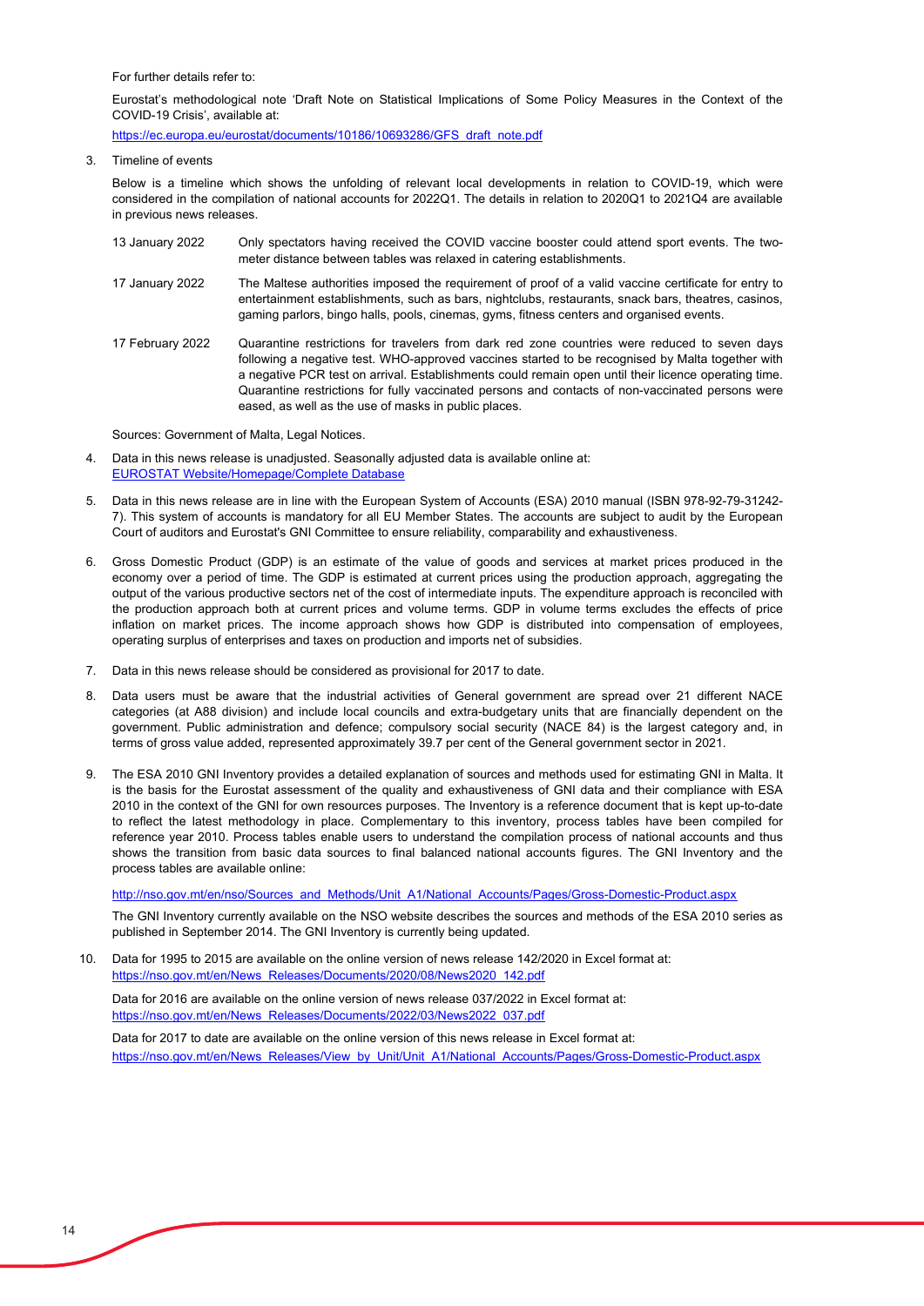For further details refer to:

Eurostat's methodological note 'Draft Note on Statistical Implications of Some Policy Measures in the Context of the COVID-19 Crisis', available at:

https://ec.europa.eu/eurostat/documents/10186/10693286/GFS_draft_note.pdf

3. Timeline of events

   Below is a timeline which shows the unfolding of relevant local developments in relation to COVID-19, which were considered in the compilation of national accounts for 2022Q1. The details in relation to 2020Q1 to 2021Q4 are available in previous news releases.

   | | |
   |---|---|
   | 13 January 2022 | Only spectators having received the COVID vaccine booster could attend sport events. The two-meter distance between tables was relaxed in catering establishments. |
   | 17 January 2022 | The Maltese authorities imposed the requirement of proof of a valid vaccine certificate for entry to entertainment establishments, such as bars, nightclubs, restaurants, snack bars, theatres, casinos, gaming parlors, bingo halls, pools, cinemas, gyms, fitness centers and organised events. |
   | 17 February 2022 | Quarantine restrictions for travelers from dark red zone countries were reduced to seven days following a negative test. WHO-approved vaccines started to be recognised by Malta together with a negative PCR test on arrival. Establishments could remain open until their licence operating time. Quarantine restrictions for fully vaccinated persons and contacts of non-vaccinated persons were eased, as well as the use of masks in public places. |

   Sources: Government of Malta, Legal Notices.

4. Data in this news release is unadjusted. Seasonally adjusted data is available online at: EUROSTAT Website/Homepage/Complete Database

5. Data in this news release are in line with the European System of Accounts (ESA) 2010 manual (ISBN 978-92-79-31242-7). This system of accounts is mandatory for all EU Member States. The accounts are subject to audit by the European Court of auditors and Eurostat's GNI Committee to ensure reliability, comparability and exhaustiveness.

6. Gross Domestic Product (GDP) is an estimate of the value of goods and services at market prices produced in the economy over a period of time. The GDP is estimated at current prices using the production approach, aggregating the output of the various productive sectors net of the cost of intermediate inputs. The expenditure approach is reconciled with the production approach both at current prices and volume terms. GDP in volume terms excludes the effects of price inflation on market prices. The income approach shows how GDP is distributed into compensation of employees, operating surplus of enterprises and taxes on production and imports net of subsidies.

7. Data in this news release should be considered as provisional for 2017 to date.

8. Data users must be aware that the industrial activities of General government are spread over 21 different NACE categories (at A88 division) and include local councils and extra-budgetary units that are financially dependent on the government. Public administration and defence; compulsory social security (NACE 84) is the largest category and, in terms of gross value added, represented approximately 39.7 per cent of the General government sector in 2021.

9. The ESA 2010 GNI Inventory provides a detailed explanation of sources and methods used for estimating GNI in Malta. It is the basis for the Eurostat assessment of the quality and exhaustiveness of GNI data and their compliance with ESA 2010 in the context of the GNI for own resources purposes. The Inventory is a reference document that is kept up-to-date to reflect the latest methodology in place. Complementary to this inventory, process tables have been compiled for reference year 2010. Process tables enable users to understand the compilation process of national accounts and thus shows the transition from basic data sources to final balanced national accounts figures. The GNI Inventory and the process tables are available online:

   http://nso.gov.mt/en/nso/Sources_and_Methods/Unit_A1/National_Accounts/Pages/Gross-Domestic-Product.aspx

   The GNI Inventory currently available on the NSO website describes the sources and methods of the ESA 2010 series as published in September 2014. The GNI Inventory is currently being updated.

10. Data for 1995 to 2015 are available on the online version of news release 142/2020 in Excel format at: https://nso.gov.mt/en/News_Releases/Documents/2020/08/News2020_142.pdf

    Data for 2016 are available on the online version of news release 037/2022 in Excel format at: https://nso.gov.mt/en/News_Releases/Documents/2022/03/News2022_037.pdf

    Data for 2017 to date are available on the online version of this news release in Excel format at: https://nso.gov.mt/en/News_Releases/View_by_Unit/Unit_A1/National_Accounts/Pages/Gross-Domestic-Product.aspx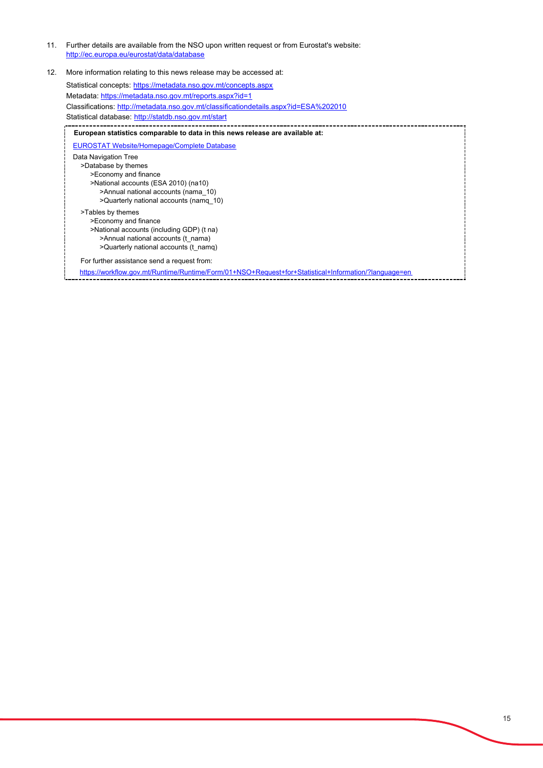11. Further details are available from the NSO upon written request or from Eurostat's website: http://ec.europa.eu/eurostat/data/database

12. More information relating to this news release may be accessed at:

    Statistical concepts: https://metadata.nso.gov.mt/concepts.aspx
    Metadata: https://metadata.nso.gov.mt/reports.aspx?id=1
    Classifications: http://metadata.nso.gov.mt/classificationdetails.aspx?id=ESA%202010
    Statistical database: http://statdb.nso.gov.mt/start

---

**European statistics comparable to data in this news release are available at:**

EUROSTAT Website/Homepage/Complete Database

Data Navigation Tree
- >Database by themes
  - >Economy and finance
  - >National accounts (ESA 2010) (na10)
    - >Annual national accounts (nama_10)
    - >Quarterly national accounts (namq_10)
- >Tables by themes
  - >Economy and finance
  - >National accounts (including GDP) (t na)
    - >Annual national accounts (t_nama)
    - >Quarterly national accounts (t_namq)

For further assistance send a request from:

https://workflow.gov.mt/Runtime/Runtime/Form/01+NSO+Request+for+Statistical+Information/?language=en

---